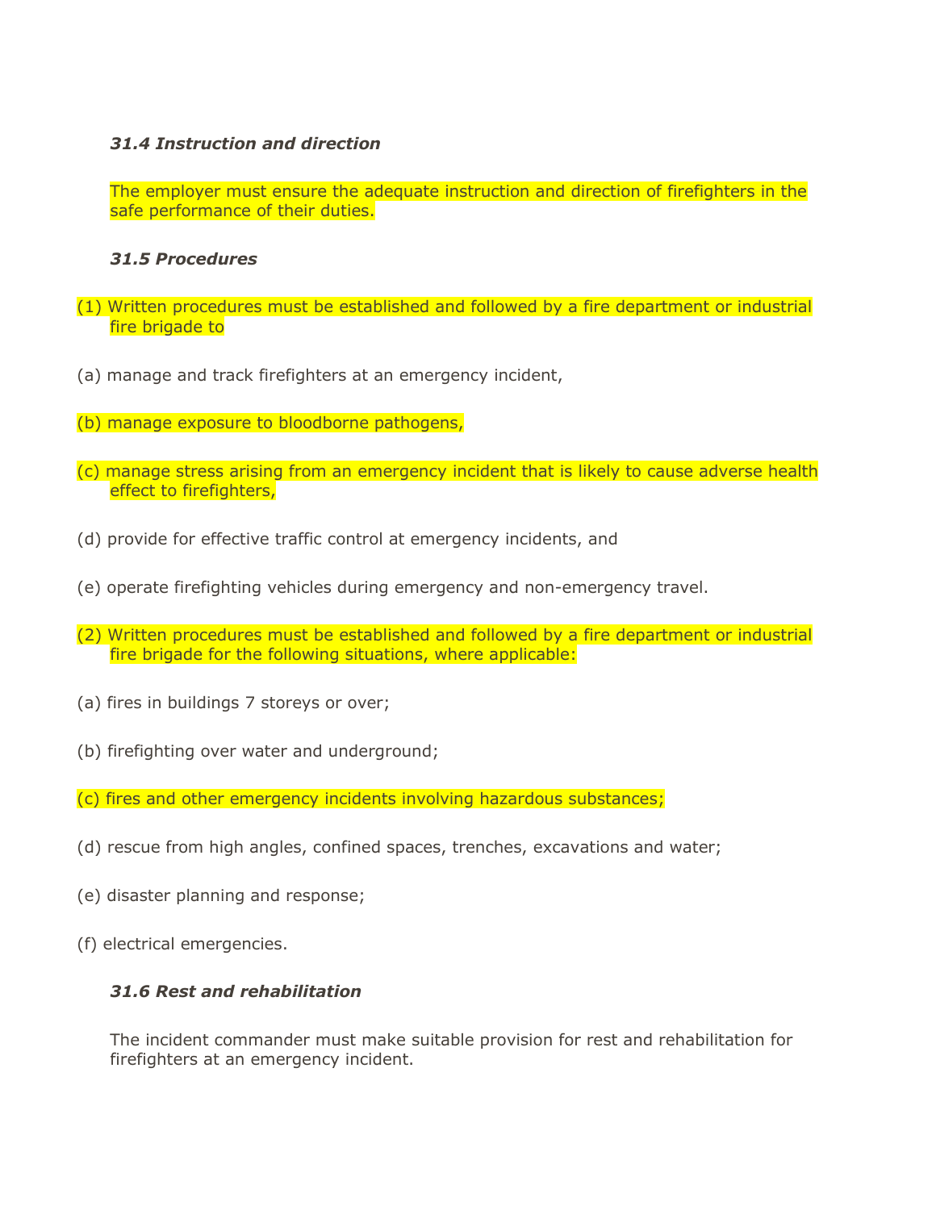***31.4 Instruction and direction***

The employer must ensure the adequate instruction and direction of firefighters in the safe performance of their duties.

***31.5 Procedures***

(1) Written procedures must be established and followed by a fire department or industrial fire brigade to

(a) manage and track firefighters at an emergency incident,

(b) manage exposure to bloodborne pathogens,

(c) manage stress arising from an emergency incident that is likely to cause adverse health effect to firefighters,

(d) provide for effective traffic control at emergency incidents, and

(e) operate firefighting vehicles during emergency and non-emergency travel.

(2) Written procedures must be established and followed by a fire department or industrial fire brigade for the following situations, where applicable:

(a) fires in buildings 7 storeys or over;

(b) firefighting over water and underground;

(c) fires and other emergency incidents involving hazardous substances;

(d) rescue from high angles, confined spaces, trenches, excavations and water;

(e) disaster planning and response;

(f) electrical emergencies.

***31.6 Rest and rehabilitation***

The incident commander must make suitable provision for rest and rehabilitation for firefighters at an emergency incident.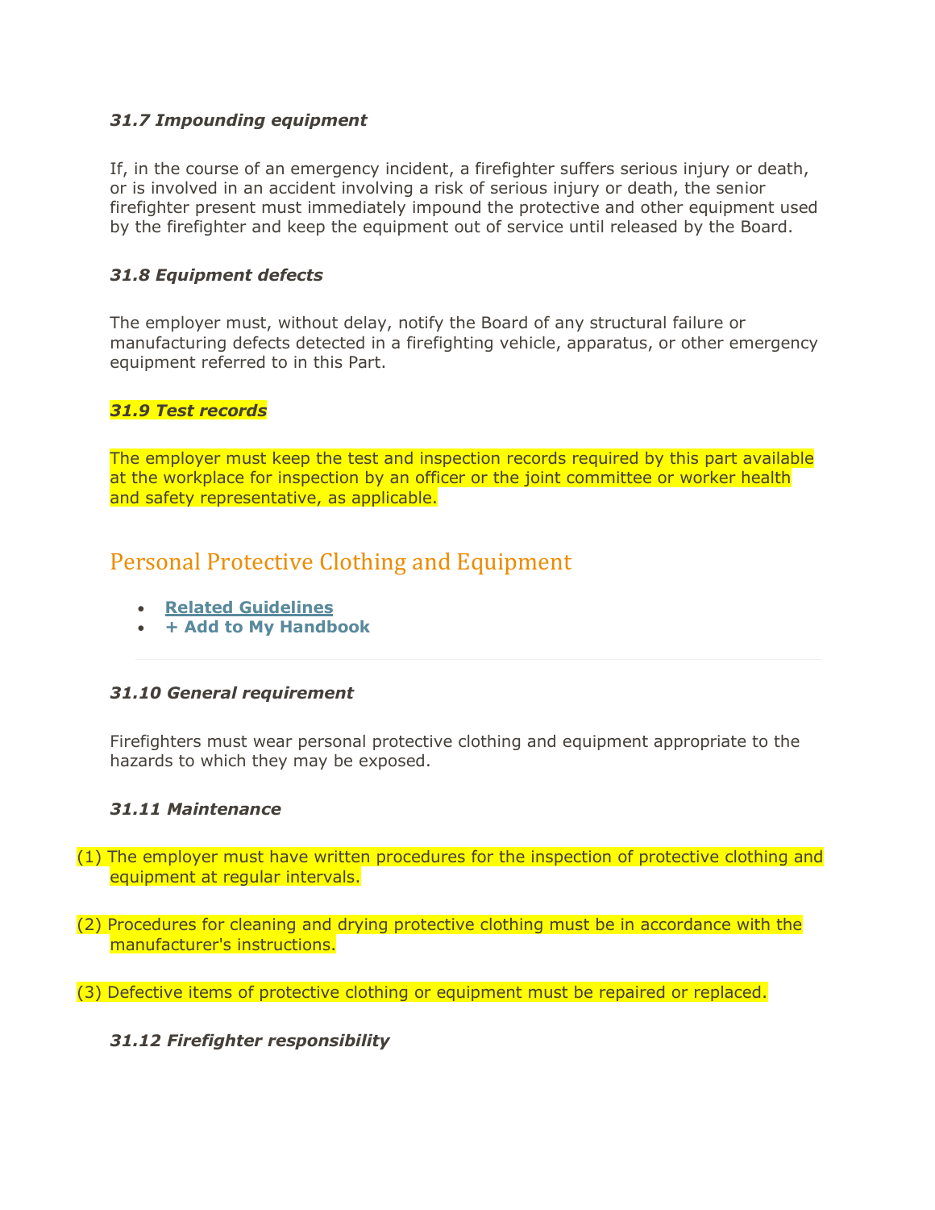#### *31.7 Impounding equipment*

If, in the course of an emergency incident, a firefighter suffers serious injury or death, or is involved in an accident involving a risk of serious injury or death, the senior firefighter present must immediately impound the protective and other equipment used by the firefighter and keep the equipment out of service until released by the Board.

#### *31.8 Equipment defects*

The employer must, without delay, notify the Board of any structural failure or manufacturing defects detected in a firefighting vehicle, apparatus, or other emergency equipment referred to in this Part.

#### *31.9 Test records*

The employer must keep the test and inspection records required by this part available at the workplace for inspection by an officer or the joint committee or worker health and safety representative, as applicable.

## Personal Protective Clothing and Equipment

- **Related Guidelines**
- **+ Add to My Handbook**

#### *31.10 General requirement*

Firefighters must wear personal protective clothing and equipment appropriate to the hazards to which they may be exposed.

#### *31.11 Maintenance*

(1) The employer must have written procedures for the inspection of protective clothing and equipment at regular intervals.

(2) Procedures for cleaning and drying protective clothing must be in accordance with the manufacturer's instructions.

(3) Defective items of protective clothing or equipment must be repaired or replaced.

#### *31.12 Firefighter responsibility*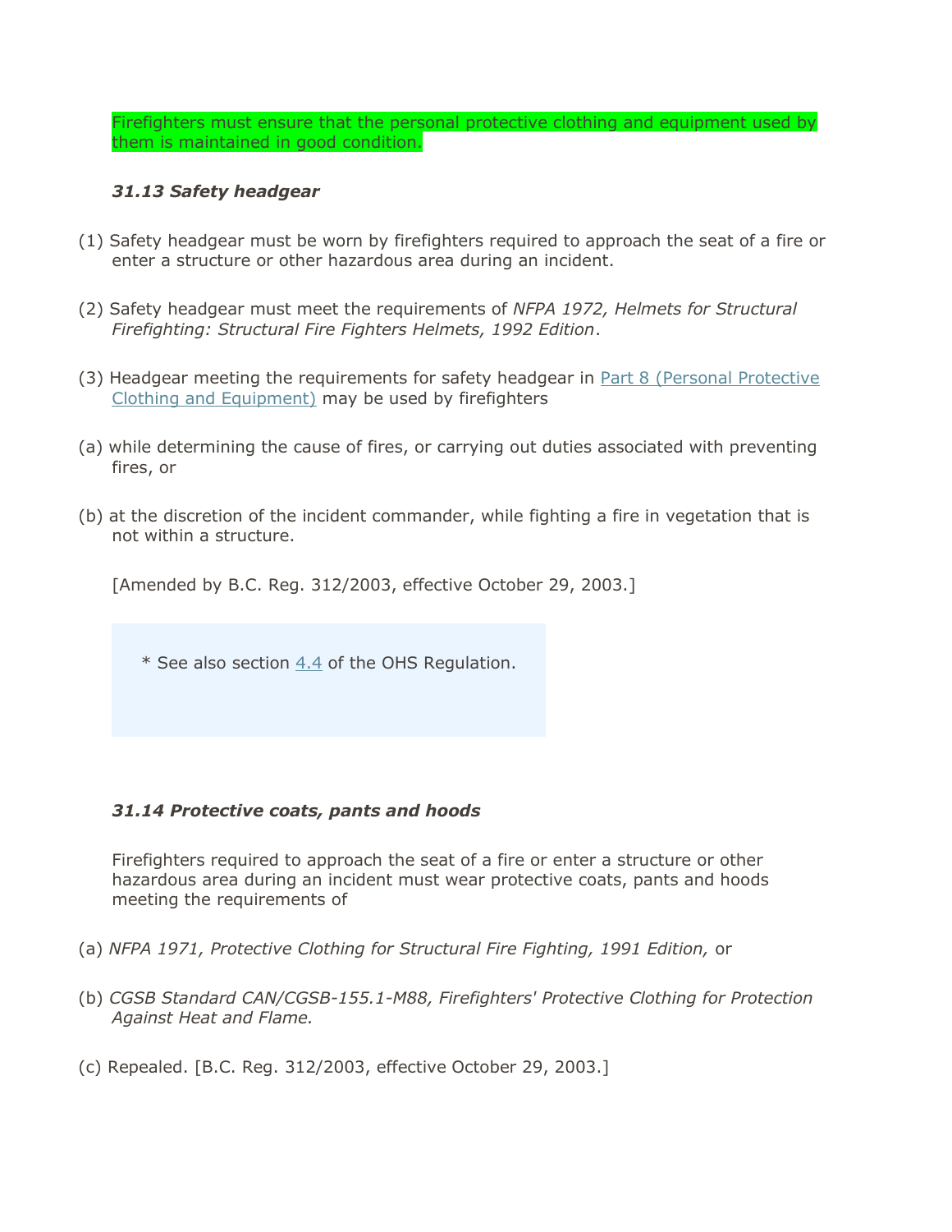Firefighters must ensure that the personal protective clothing and equipment used by them is maintained in good condition.

### *31.13 Safety headgear*

(1) Safety headgear must be worn by firefighters required to approach the seat of a fire or enter a structure or other hazardous area during an incident.

(2) Safety headgear must meet the requirements of *NFPA 1972, Helmets for Structural Firefighting: Structural Fire Fighters Helmets, 1992 Edition*.

(3) Headgear meeting the requirements for safety headgear in Part 8 (Personal Protective Clothing and Equipment) may be used by firefighters

(a) while determining the cause of fires, or carrying out duties associated with preventing fires, or

(b) at the discretion of the incident commander, while fighting a fire in vegetation that is not within a structure.

[Amended by B.C. Reg. 312/2003, effective October 29, 2003.]

> * See also section 4.4 of the OHS Regulation.

### *31.14 Protective coats, pants and hoods*

Firefighters required to approach the seat of a fire or enter a structure or other hazardous area during an incident must wear protective coats, pants and hoods meeting the requirements of

(a) *NFPA 1971, Protective Clothing for Structural Fire Fighting, 1991 Edition,* or

(b) *CGSB Standard CAN/CGSB-155.1-M88, Firefighters' Protective Clothing for Protection Against Heat and Flame.*

(c) Repealed. [B.C. Reg. 312/2003, effective October 29, 2003.]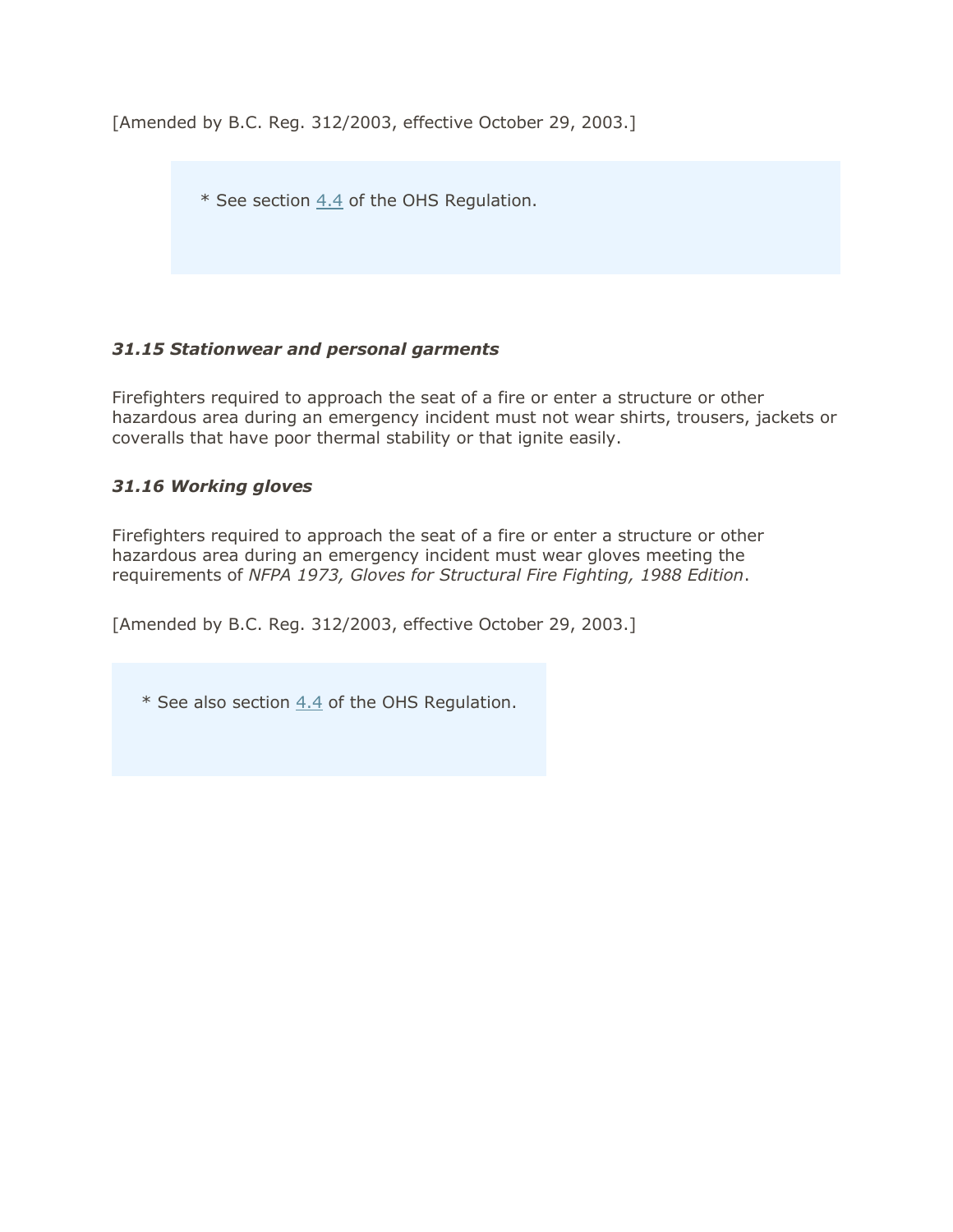[Amended by B.C. Reg. 312/2003, effective October 29, 2003.]

> * See section 4.4 of the OHS Regulation.

### *31.15 Stationwear and personal garments*

Firefighters required to approach the seat of a fire or enter a structure or other hazardous area during an emergency incident must not wear shirts, trousers, jackets or coveralls that have poor thermal stability or that ignite easily.

### *31.16 Working gloves*

Firefighters required to approach the seat of a fire or enter a structure or other hazardous area during an emergency incident must wear gloves meeting the requirements of *NFPA 1973, Gloves for Structural Fire Fighting, 1988 Edition*.

[Amended by B.C. Reg. 312/2003, effective October 29, 2003.]

> * See also section 4.4 of the OHS Regulation.